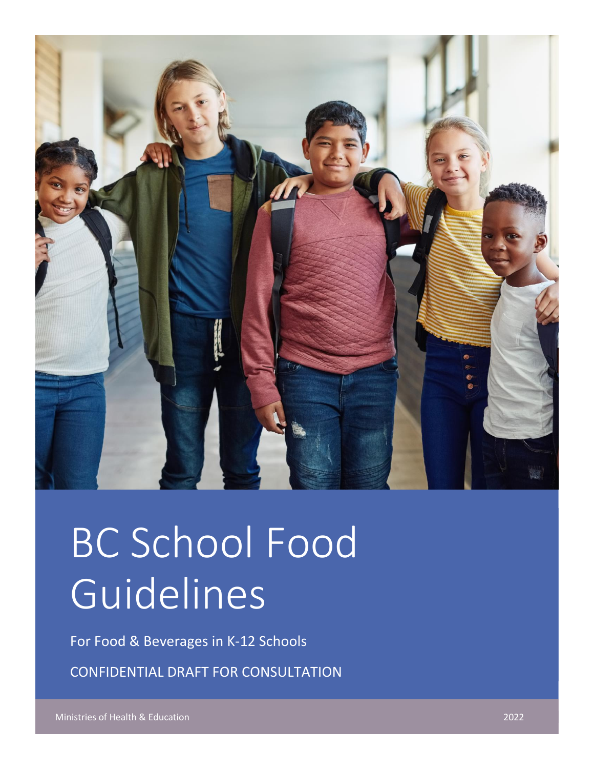# BC School Food Guidelines

For Food & Beverages in K-12 Schools

CONFIDENTIAL DRAFT FOR CONSULTATION

Ministries of Health & Education

2022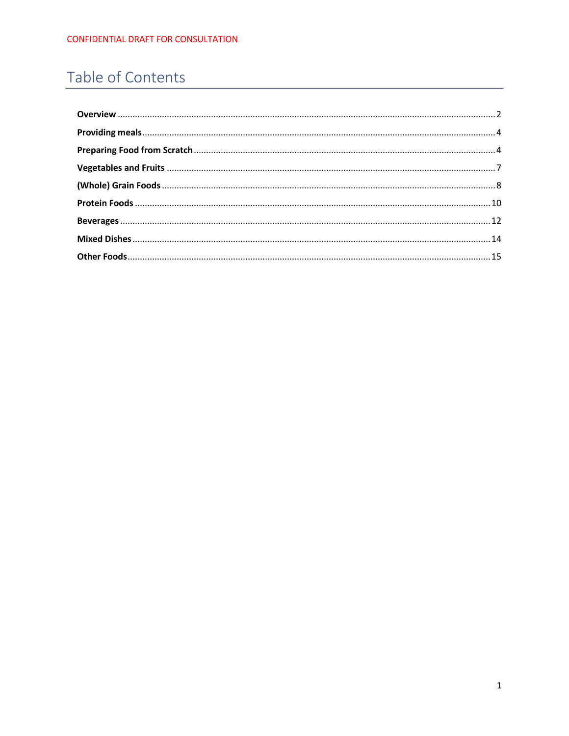CONFIDENTIAL DRAFT FOR CONSULTATION

# Table of Contents

**Overview** .......... 2

**Providing meals** .......... 4

**Preparing Food from Scratch** .......... 4

**Vegetables and Fruits** .......... 7

**(Whole) Grain Foods** .......... 8

**Protein Foods** .......... 10

**Beverages** .......... 12

**Mixed Dishes** .......... 14

**Other Foods** .......... 15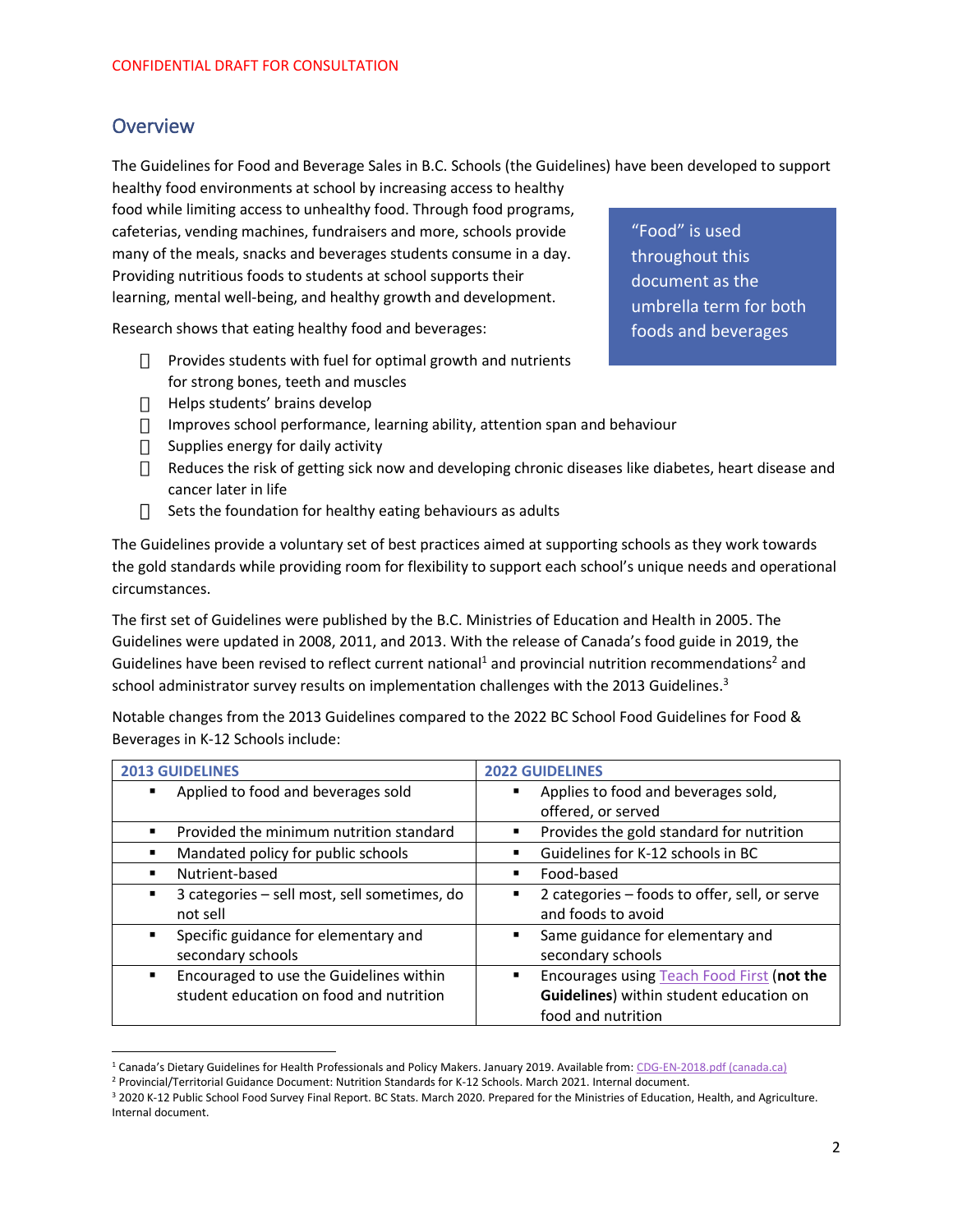CONFIDENTIAL DRAFT FOR CONSULTATION

## Overview

The Guidelines for Food and Beverage Sales in B.C. Schools (the Guidelines) have been developed to support healthy food environments at school by increasing access to healthy food while limiting access to unhealthy food. Through food programs, cafeterias, vending machines, fundraisers and more, schools provide many of the meals, snacks and beverages students consume in a day. Providing nutritious foods to students at school supports their learning, mental well-being, and healthy growth and development.

> "Food" is used throughout this document as the umbrella term for both foods and beverages

Research shows that eating healthy food and beverages:

- Provides students with fuel for optimal growth and nutrients for strong bones, teeth and muscles
- Helps students' brains develop
- Improves school performance, learning ability, attention span and behaviour
- Supplies energy for daily activity
- Reduces the risk of getting sick now and developing chronic diseases like diabetes, heart disease and cancer later in life
- Sets the foundation for healthy eating behaviours as adults

The Guidelines provide a voluntary set of best practices aimed at supporting schools as they work towards the gold standards while providing room for flexibility to support each school's unique needs and operational circumstances.

The first set of Guidelines were published by the B.C. Ministries of Education and Health in 2005. The Guidelines were updated in 2008, 2011, and 2013. With the release of Canada's food guide in 2019, the Guidelines have been revised to reflect current national[1] and provincial nutrition recommendations[2] and school administrator survey results on implementation challenges with the 2013 Guidelines.[3]

Notable changes from the 2013 Guidelines compared to the 2022 BC School Food Guidelines for Food & Beverages in K-12 Schools include:

| 2013 GUIDELINES | 2022 GUIDELINES |
|---|---|
| ▪ Applied to food and beverages sold | ▪ Applies to food and beverages sold, offered, or served |
| ▪ Provided the minimum nutrition standard | ▪ Provides the gold standard for nutrition |
| ▪ Mandated policy for public schools | ▪ Guidelines for K-12 schools in BC |
| ▪ Nutrient-based | ▪ Food-based |
| ▪ 3 categories – sell most, sell sometimes, do not sell | ▪ 2 categories – foods to offer, sell, or serve and foods to avoid |
| ▪ Specific guidance for elementary and secondary schools | ▪ Same guidance for elementary and secondary schools |
| ▪ Encouraged to use the Guidelines within student education on food and nutrition | ▪ Encourages using Teach Food First (**not the Guidelines**) within student education on food and nutrition |

---

[1] Canada's Dietary Guidelines for Health Professionals and Policy Makers. January 2019. Available from: CDG-EN-2018.pdf (canada.ca)

[2] Provincial/Territorial Guidance Document: Nutrition Standards for K-12 Schools. March 2021. Internal document.

[3] 2020 K-12 Public School Food Survey Final Report. BC Stats. March 2020. Prepared for the Ministries of Education, Health, and Agriculture. Internal document.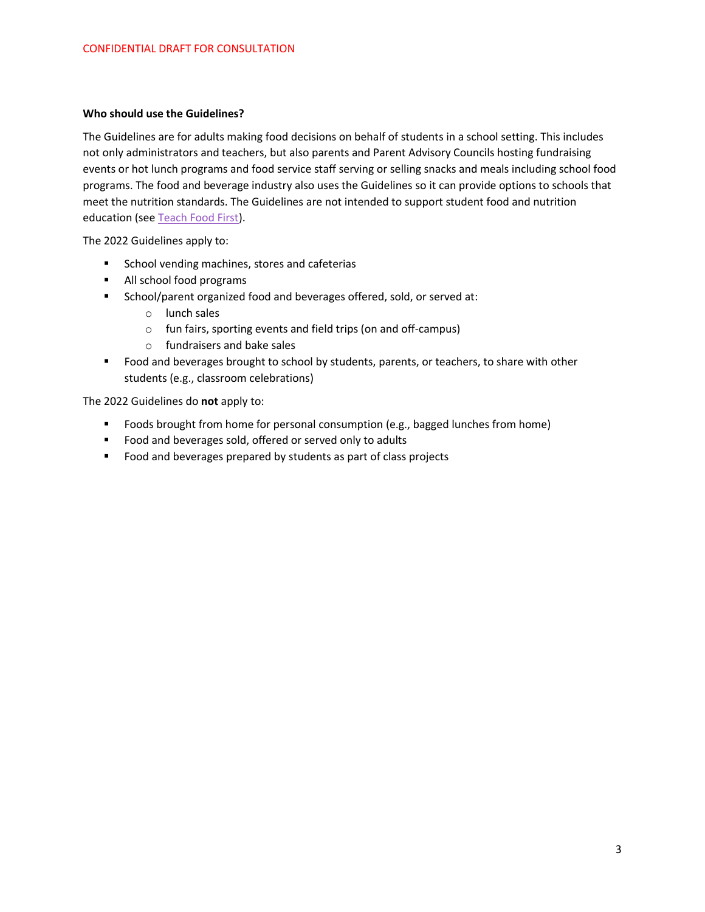### Who should use the Guidelines?

The Guidelines are for adults making food decisions on behalf of students in a school setting. This includes not only administrators and teachers, but also parents and Parent Advisory Councils hosting fundraising events or hot lunch programs and food service staff serving or selling snacks and meals including school food programs. The food and beverage industry also uses the Guidelines so it can provide options to schools that meet the nutrition standards. The Guidelines are not intended to support student food and nutrition education (see Teach Food First).

The 2022 Guidelines apply to:

- School vending machines, stores and cafeterias
- All school food programs
- School/parent organized food and beverages offered, sold, or served at:
    - lunch sales
    - fun fairs, sporting events and field trips (on and off-campus)
    - fundraisers and bake sales
- Food and beverages brought to school by students, parents, or teachers, to share with other students (e.g., classroom celebrations)

The 2022 Guidelines do **not** apply to:

- Foods brought from home for personal consumption (e.g., bagged lunches from home)
- Food and beverages sold, offered or served only to adults
- Food and beverages prepared by students as part of class projects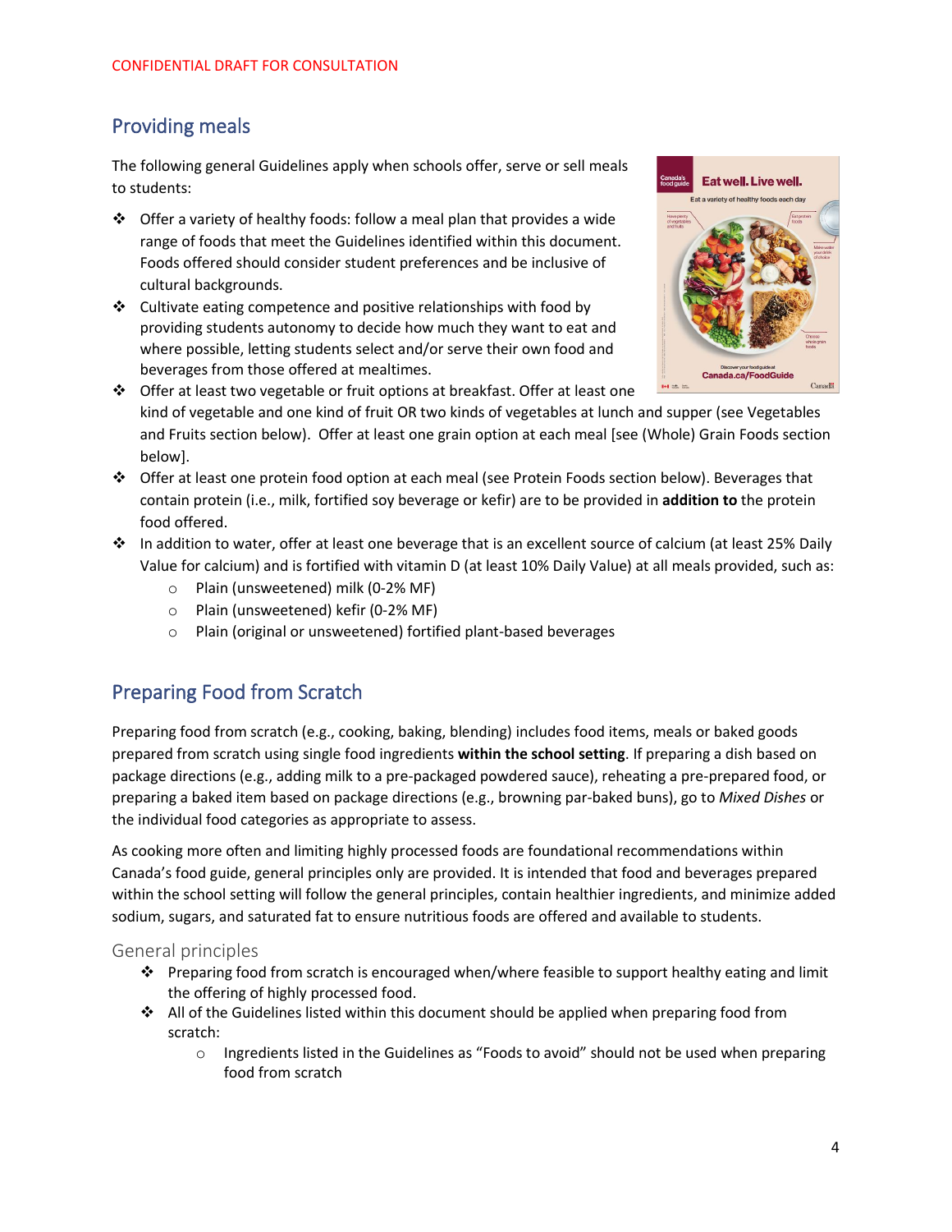CONFIDENTIAL DRAFT FOR CONSULTATION

## Providing meals

The following general Guidelines apply when schools offer, serve or sell meals to students:

- Offer a variety of healthy foods: follow a meal plan that provides a wide range of foods that meet the Guidelines identified within this document. Foods offered should consider student preferences and be inclusive of cultural backgrounds.
- Cultivate eating competence and positive relationships with food by providing students autonomy to decide how much they want to eat and where possible, letting students select and/or serve their own food and beverages from those offered at mealtimes.
- Offer at least two vegetable or fruit options at breakfast. Offer at least one kind of vegetable and one kind of fruit OR two kinds of vegetables at lunch and supper (see Vegetables and Fruits section below). Offer at least one grain option at each meal [see (Whole) Grain Foods section below].
- Offer at least one protein food option at each meal (see Protein Foods section below). Beverages that contain protein (i.e., milk, fortified soy beverage or kefir) are to be provided in **addition to** the protein food offered.
- In addition to water, offer at least one beverage that is an excellent source of calcium (at least 25% Daily Value for calcium) and is fortified with vitamin D (at least 10% Daily Value) at all meals provided, such as:
  - Plain (unsweetened) milk (0-2% MF)
  - Plain (unsweetened) kefir (0-2% MF)
  - Plain (original or unsweetened) fortified plant-based beverages

## Preparing Food from Scratch

Preparing food from scratch (e.g., cooking, baking, blending) includes food items, meals or baked goods prepared from scratch using single food ingredients **within the school setting**. If preparing a dish based on package directions (e.g., adding milk to a pre-packaged powdered sauce), reheating a pre-prepared food, or preparing a baked item based on package directions (e.g., browning par-baked buns), go to *Mixed Dishes* or the individual food categories as appropriate to assess.

As cooking more often and limiting highly processed foods are foundational recommendations within Canada's food guide, general principles only are provided. It is intended that food and beverages prepared within the school setting will follow the general principles, contain healthier ingredients, and minimize added sodium, sugars, and saturated fat to ensure nutritious foods are offered and available to students.

### General principles

- Preparing food from scratch is encouraged when/where feasible to support healthy eating and limit the offering of highly processed food.
- All of the Guidelines listed within this document should be applied when preparing food from scratch:
  - Ingredients listed in the Guidelines as "Foods to avoid" should not be used when preparing food from scratch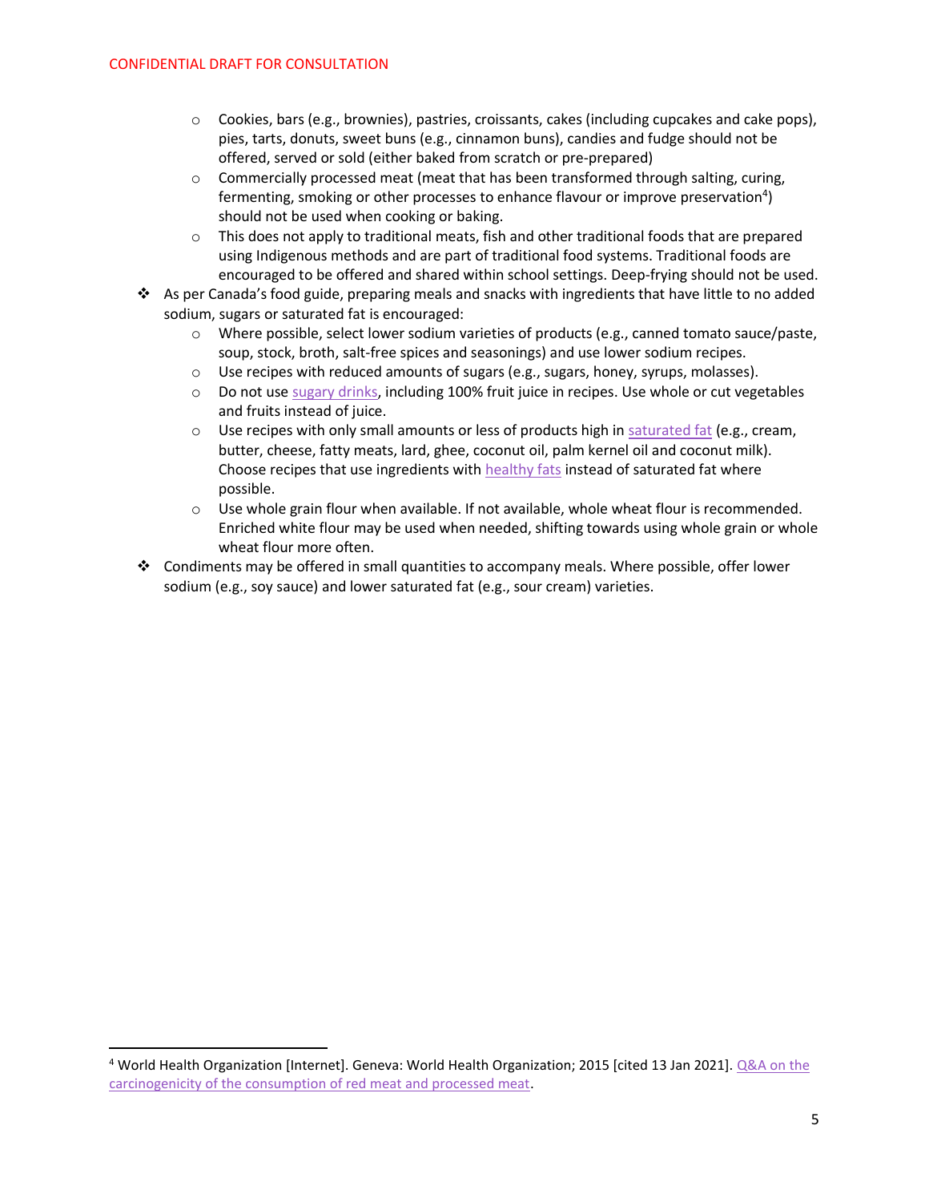- Cookies, bars (e.g., brownies), pastries, croissants, cakes (including cupcakes and cake pops), pies, tarts, donuts, sweet buns (e.g., cinnamon buns), candies and fudge should not be offered, served or sold (either baked from scratch or pre-prepared)
  - Commercially processed meat (meat that has been transformed through salting, curing, fermenting, smoking or other processes to enhance flavour or improve preservation[4]) should not be used when cooking or baking.
  - This does not apply to traditional meats, fish and other traditional foods that are prepared using Indigenous methods and are part of traditional food systems. Traditional foods are encouraged to be offered and shared within school settings. Deep-frying should not be used.
- As per Canada's food guide, preparing meals and snacks with ingredients that have little to no added sodium, sugars or saturated fat is encouraged:
  - Where possible, select lower sodium varieties of products (e.g., canned tomato sauce/paste, soup, stock, broth, salt-free spices and seasonings) and use lower sodium recipes.
  - Use recipes with reduced amounts of sugars (e.g., sugars, honey, syrups, molasses).
  - Do not use sugary drinks, including 100% fruit juice in recipes. Use whole or cut vegetables and fruits instead of juice.
  - Use recipes with only small amounts or less of products high in saturated fat (e.g., cream, butter, cheese, fatty meats, lard, ghee, coconut oil, palm kernel oil and coconut milk). Choose recipes that use ingredients with healthy fats instead of saturated fat where possible.
  - Use whole grain flour when available. If not available, whole wheat flour is recommended. Enriched white flour may be used when needed, shifting towards using whole grain or whole wheat flour more often.
- Condiments may be offered in small quantities to accompany meals. Where possible, offer lower sodium (e.g., soy sauce) and lower saturated fat (e.g., sour cream) varieties.

---

[4] World Health Organization [Internet]. Geneva: World Health Organization; 2015 [cited 13 Jan 2021]. Q&A on the carcinogenicity of the consumption of red meat and processed meat.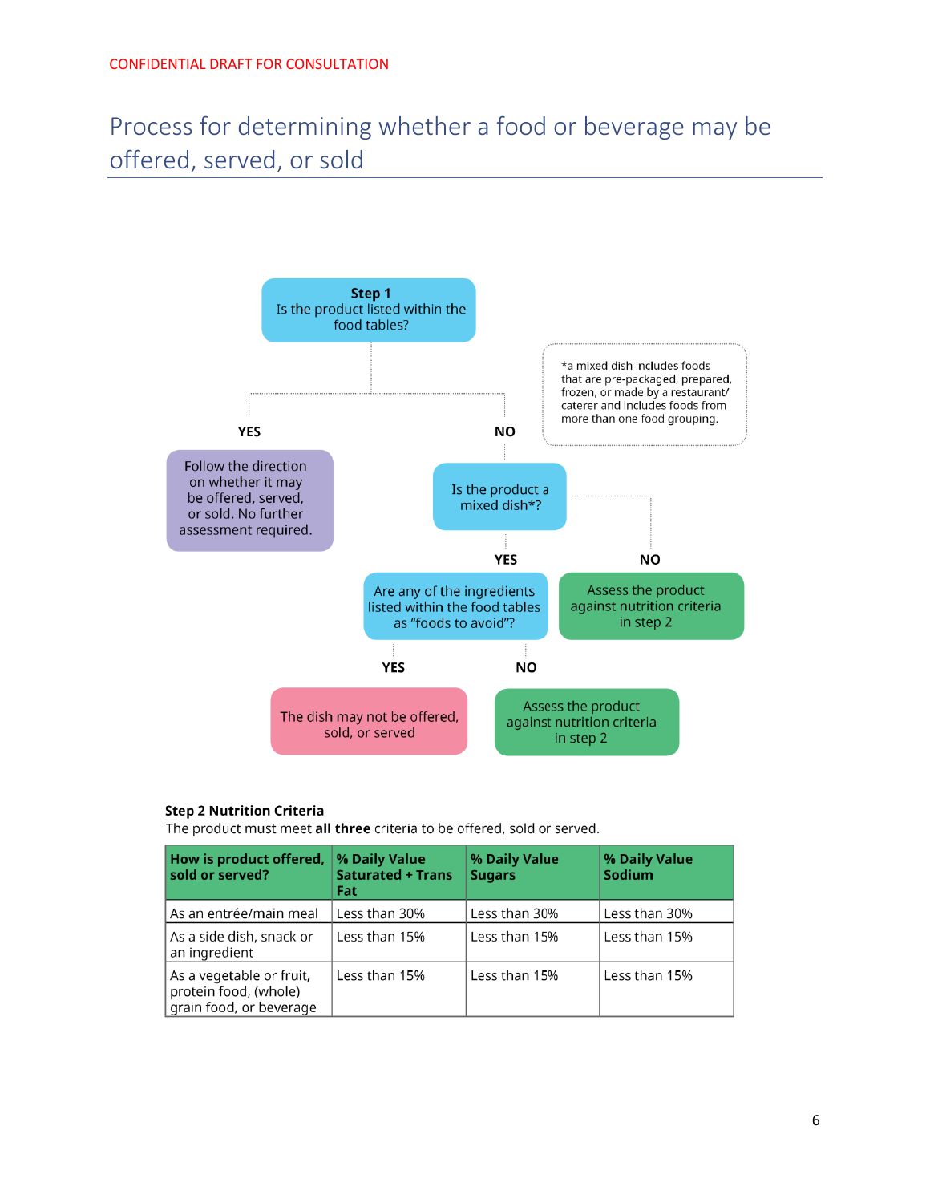CONFIDENTIAL DRAFT FOR CONSULTATION

# Process for determining whether a food or beverage may be offered, served, or sold

**Step 1**
Is the product listed within the food tables?

- **YES** → Follow the direction on whether it may be offered, served, or sold. No further assessment required.
- **NO** → Is the product a mixed dish*?
  - **YES** → Are any of the ingredients listed within the food tables as “foods to avoid”?
    - **YES** → The dish may not be offered, sold, or served
    - **NO** → Assess the product against nutrition criteria in step 2
  - **NO** → Assess the product against nutrition criteria in step 2

*a mixed dish includes foods that are pre-packaged, prepared, frozen, or made by a restaurant/ caterer and includes foods from more than one food grouping.

**Step 2 Nutrition Criteria**

The product must meet **all three** criteria to be offered, sold or served.

| How is product offered, sold or served? | % Daily Value Saturated + Trans Fat | % Daily Value Sugars | % Daily Value Sodium |
|---|---|---|---|
| As an entrée/main meal | Less than 30% | Less than 30% | Less than 30% |
| As a side dish, snack or an ingredient | Less than 15% | Less than 15% | Less than 15% |
| As a vegetable or fruit, protein food, (whole) grain food, or beverage | Less than 15% | Less than 15% | Less than 15% |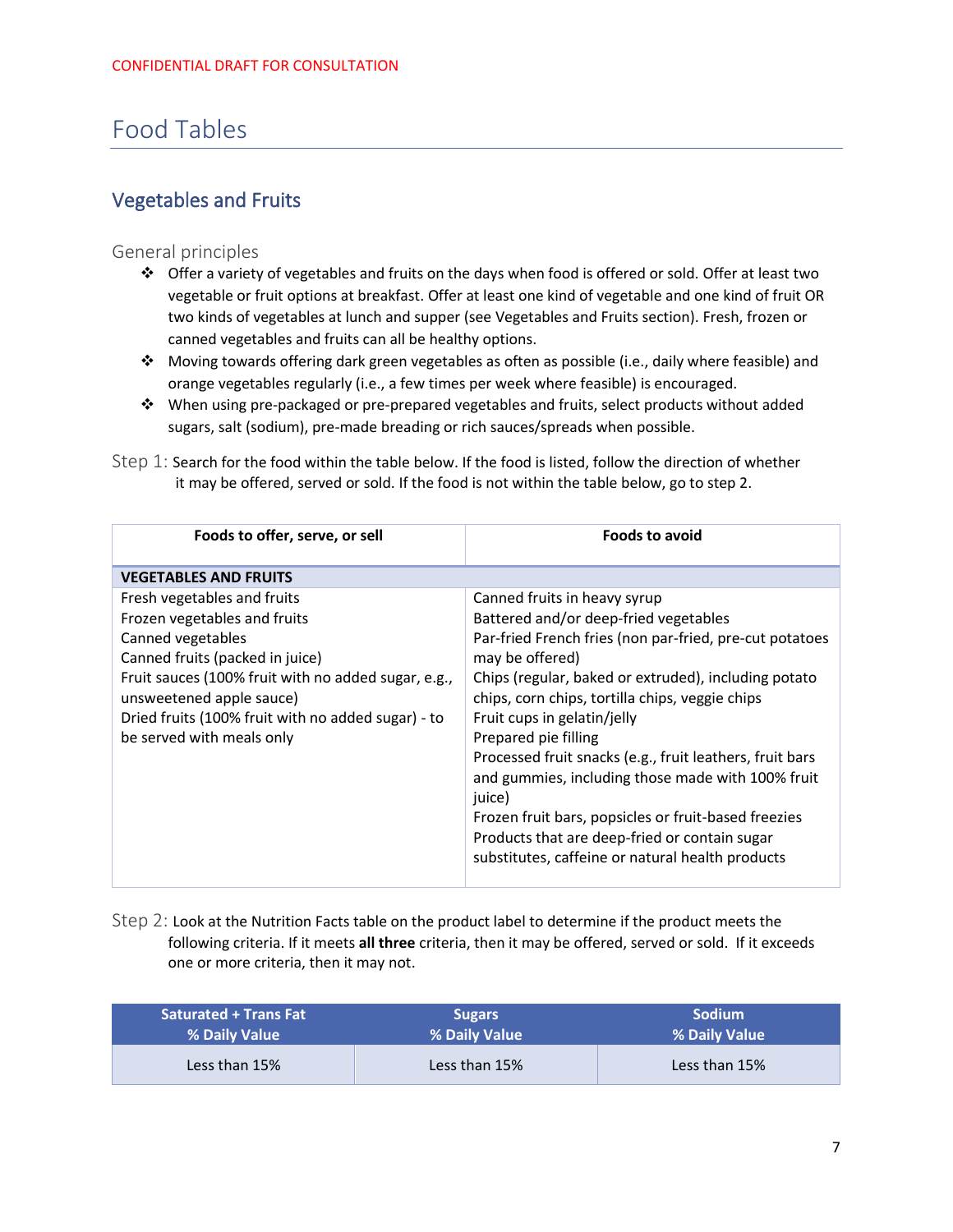CONFIDENTIAL DRAFT FOR CONSULTATION

# Food Tables

## Vegetables and Fruits

### General principles

- Offer a variety of vegetables and fruits on the days when food is offered or sold. Offer at least two vegetable or fruit options at breakfast. Offer at least one kind of vegetable and one kind of fruit OR two kinds of vegetables at lunch and supper (see Vegetables and Fruits section). Fresh, frozen or canned vegetables and fruits can all be healthy options.
- Moving towards offering dark green vegetables as often as possible (i.e., daily where feasible) and orange vegetables regularly (i.e., a few times per week where feasible) is encouraged.
- When using pre-packaged or pre-prepared vegetables and fruits, select products without added sugars, salt (sodium), pre-made breading or rich sauces/spreads when possible.

Step 1: Search for the food within the table below. If the food is listed, follow the direction of whether it may be offered, served or sold. If the food is not within the table below, go to step 2.

| Foods to offer, serve, or sell | Foods to avoid |
|---|---|
| **VEGETABLES AND FRUITS** | |
| Fresh vegetables and fruits<br>Frozen vegetables and fruits<br>Canned vegetables<br>Canned fruits (packed in juice)<br>Fruit sauces (100% fruit with no added sugar, e.g., unsweetened apple sauce)<br>Dried fruits (100% fruit with no added sugar) - to be served with meals only | Canned fruits in heavy syrup<br>Battered and/or deep-fried vegetables<br>Par-fried French fries (non par-fried, pre-cut potatoes may be offered)<br>Chips (regular, baked or extruded), including potato chips, corn chips, tortilla chips, veggie chips<br>Fruit cups in gelatin/jelly<br>Prepared pie filling<br>Processed fruit snacks (e.g., fruit leathers, fruit bars and gummies, including those made with 100% fruit juice)<br>Frozen fruit bars, popsicles or fruit-based freezies<br>Products that are deep-fried or contain sugar substitutes, caffeine or natural health products |

Step 2: Look at the Nutrition Facts table on the product label to determine if the product meets the following criteria. If it meets **all three** criteria, then it may be offered, served or sold. If it exceeds one or more criteria, then it may not.

| Saturated + Trans Fat<br>% Daily Value | Sugars<br>% Daily Value | Sodium<br>% Daily Value |
|---|---|---|
| Less than 15% | Less than 15% | Less than 15% |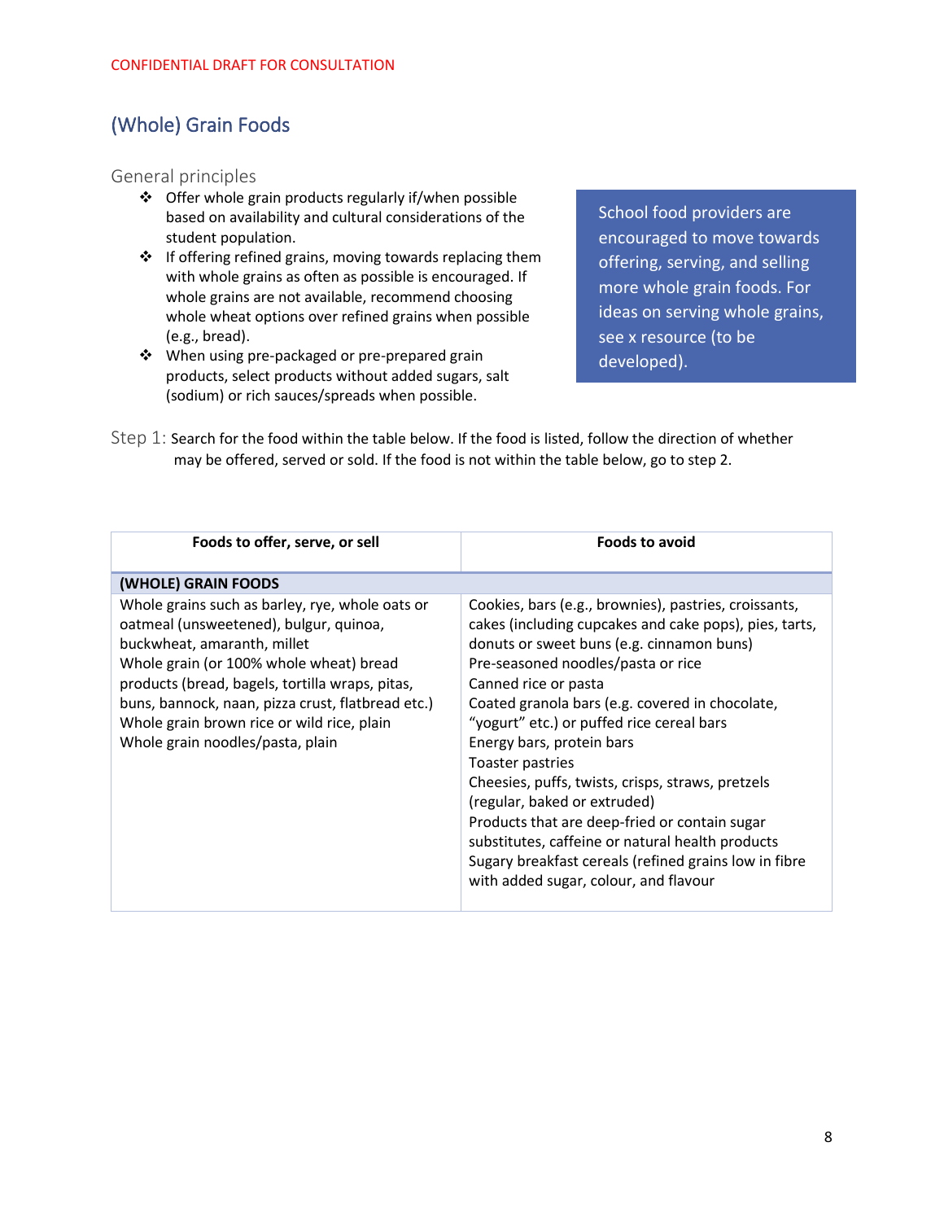CONFIDENTIAL DRAFT FOR CONSULTATION

## (Whole) Grain Foods

### General principles

- Offer whole grain products regularly if/when possible based on availability and cultural considerations of the student population.
- If offering refined grains, moving towards replacing them with whole grains as often as possible is encouraged. If whole grains are not available, recommend choosing whole wheat options over refined grains when possible (e.g., bread).
- When using pre-packaged or pre-prepared grain products, select products without added sugars, salt (sodium) or rich sauces/spreads when possible.

School food providers are encouraged to move towards offering, serving, and selling more whole grain foods. For ideas on serving whole grains, see x resource (to be developed).

Step 1: Search for the food within the table below. If the food is listed, follow the direction of whether may be offered, served or sold. If the food is not within the table below, go to step 2.

| Foods to offer, serve, or sell | Foods to avoid |
|---|---|
| **(WHOLE) GRAIN FOODS** | |
| Whole grains such as barley, rye, whole oats or oatmeal (unsweetened), bulgur, quinoa, buckwheat, amaranth, millet<br>Whole grain (or 100% whole wheat) bread products (bread, bagels, tortilla wraps, pitas, buns, bannock, naan, pizza crust, flatbread etc.)<br>Whole grain brown rice or wild rice, plain<br>Whole grain noodles/pasta, plain | Cookies, bars (e.g., brownies), pastries, croissants, cakes (including cupcakes and cake pops), pies, tarts, donuts or sweet buns (e.g. cinnamon buns)<br>Pre-seasoned noodles/pasta or rice<br>Canned rice or pasta<br>Coated granola bars (e.g. covered in chocolate, "yogurt" etc.) or puffed rice cereal bars<br>Energy bars, protein bars<br>Toaster pastries<br>Cheesies, puffs, twists, crisps, straws, pretzels (regular, baked or extruded)<br>Products that are deep-fried or contain sugar substitutes, caffeine or natural health products<br>Sugary breakfast cereals (refined grains low in fibre with added sugar, colour, and flavour |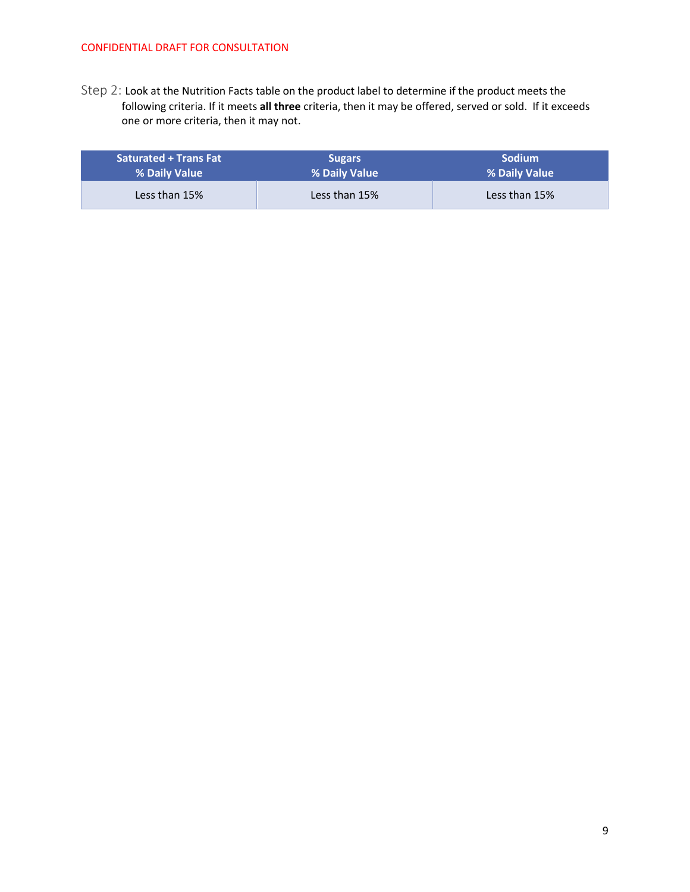Step 2: Look at the Nutrition Facts table on the product label to determine if the product meets the following criteria. If it meets **all three** criteria, then it may be offered, served or sold. If it exceeds one or more criteria, then it may not.

| Saturated + Trans Fat<br>% Daily Value | Sugars<br>% Daily Value | Sodium<br>% Daily Value |
|---|---|---|
| Less than 15% | Less than 15% | Less than 15% |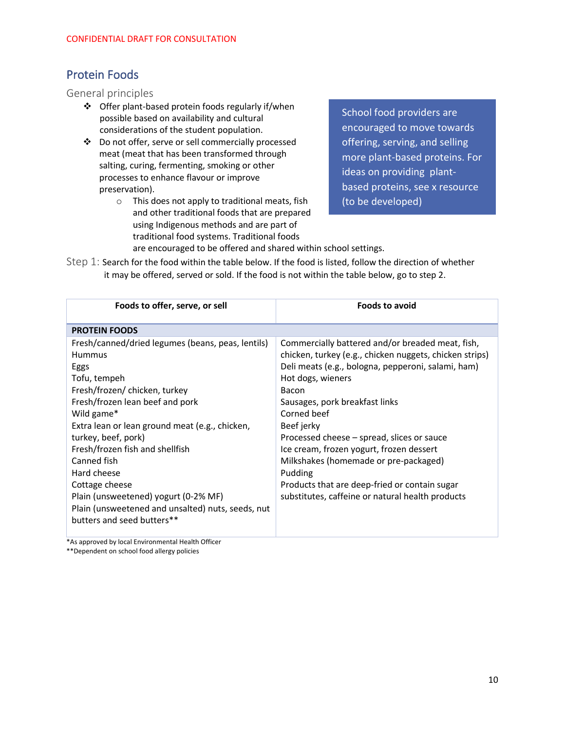CONFIDENTIAL DRAFT FOR CONSULTATION

## Protein Foods

### General principles

- Offer plant-based protein foods regularly if/when possible based on availability and cultural considerations of the student population.
- Do not offer, serve or sell commercially processed meat (meat that has been transformed through salting, curing, fermenting, smoking or other processes to enhance flavour or improve preservation).
    - This does not apply to traditional meats, fish and other traditional foods that are prepared using Indigenous methods and are part of traditional food systems. Traditional foods are encouraged to be offered and shared within school settings.

> School food providers are encouraged to move towards offering, serving, and selling more plant-based proteins. For ideas on providing plant-based proteins, see x resource (to be developed)

Step 1: Search for the food within the table below. If the food is listed, follow the direction of whether it may be offered, served or sold. If the food is not within the table below, go to step 2.

| Foods to offer, serve, or sell | Foods to avoid |
|---|---|
| **PROTEIN FOODS** | |
| Fresh/canned/dried legumes (beans, peas, lentils)<br>Hummus<br>Eggs<br>Tofu, tempeh<br>Fresh/frozen/ chicken, turkey<br>Fresh/frozen lean beef and pork<br>Wild game*<br>Extra lean or lean ground meat (e.g., chicken, turkey, beef, pork)<br>Fresh/frozen fish and shellfish<br>Canned fish<br>Hard cheese<br>Cottage cheese<br>Plain (unsweetened) yogurt (0-2% MF)<br>Plain (unsweetened and unsalted) nuts, seeds, nut butters and seed butters** | Commercially battered and/or breaded meat, fish, chicken, turkey (e.g., chicken nuggets, chicken strips)<br>Deli meats (e.g., bologna, pepperoni, salami, ham)<br>Hot dogs, wieners<br>Bacon<br>Sausages, pork breakfast links<br>Corned beef<br>Beef jerky<br>Processed cheese – spread, slices or sauce<br>Ice cream, frozen yogurt, frozen dessert<br>Milkshakes (homemade or pre-packaged)<br>Pudding<br>Products that are deep-fried or contain sugar substitutes, caffeine or natural health products |

*As approved by local Environmental Health Officer
**Dependent on school food allergy policies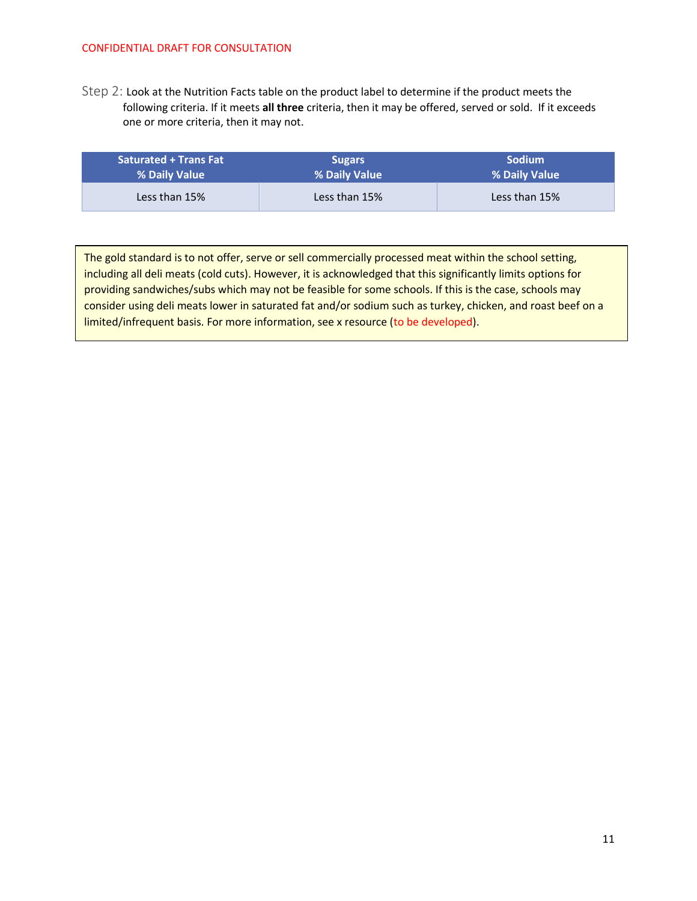Step 2: Look at the Nutrition Facts table on the product label to determine if the product meets the following criteria. If it meets **all three** criteria, then it may be offered, served or sold. If it exceeds one or more criteria, then it may not.

| Saturated + Trans Fat % Daily Value | Sugars % Daily Value | Sodium % Daily Value |
|---|---|---|
| Less than 15% | Less than 15% | Less than 15% |

The gold standard is to not offer, serve or sell commercially processed meat within the school setting, including all deli meats (cold cuts). However, it is acknowledged that this significantly limits options for providing sandwiches/subs which may not be feasible for some schools. If this is the case, schools may consider using deli meats lower in saturated fat and/or sodium such as turkey, chicken, and roast beef on a limited/infrequent basis. For more information, see x resource (to be developed).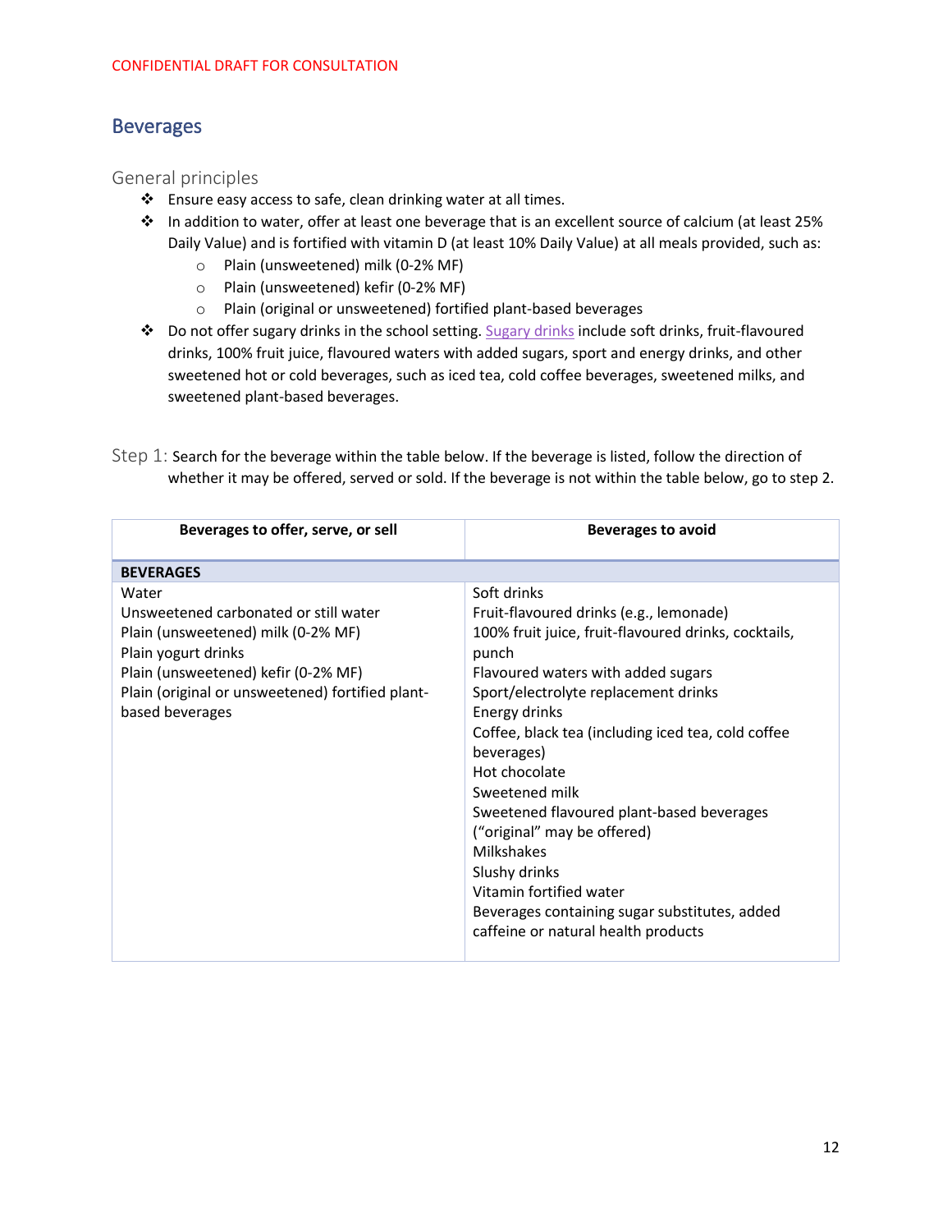CONFIDENTIAL DRAFT FOR CONSULTATION

## Beverages

### General principles

- Ensure easy access to safe, clean drinking water at all times.
- In addition to water, offer at least one beverage that is an excellent source of calcium (at least 25% Daily Value) and is fortified with vitamin D (at least 10% Daily Value) at all meals provided, such as:
  - Plain (unsweetened) milk (0-2% MF)
  - Plain (unsweetened) kefir (0-2% MF)
  - Plain (original or unsweetened) fortified plant-based beverages
- Do not offer sugary drinks in the school setting. Sugary drinks include soft drinks, fruit-flavoured drinks, 100% fruit juice, flavoured waters with added sugars, sport and energy drinks, and other sweetened hot or cold beverages, such as iced tea, cold coffee beverages, sweetened milks, and sweetened plant-based beverages.

Step 1: Search for the beverage within the table below. If the beverage is listed, follow the direction of whether it may be offered, served or sold. If the beverage is not within the table below, go to step 2.

| Beverages to offer, serve, or sell | Beverages to avoid |
|---|---|
| **BEVERAGES** | |
| Water<br>Unsweetened carbonated or still water<br>Plain (unsweetened) milk (0-2% MF)<br>Plain yogurt drinks<br>Plain (unsweetened) kefir (0-2% MF)<br>Plain (original or unsweetened) fortified plant-based beverages | Soft drinks<br>Fruit-flavoured drinks (e.g., lemonade)<br>100% fruit juice, fruit-flavoured drinks, cocktails, punch<br>Flavoured waters with added sugars<br>Sport/electrolyte replacement drinks<br>Energy drinks<br>Coffee, black tea (including iced tea, cold coffee beverages)<br>Hot chocolate<br>Sweetened milk<br>Sweetened flavoured plant-based beverages ("original" may be offered)<br>Milkshakes<br>Slushy drinks<br>Vitamin fortified water<br>Beverages containing sugar substitutes, added caffeine or natural health products |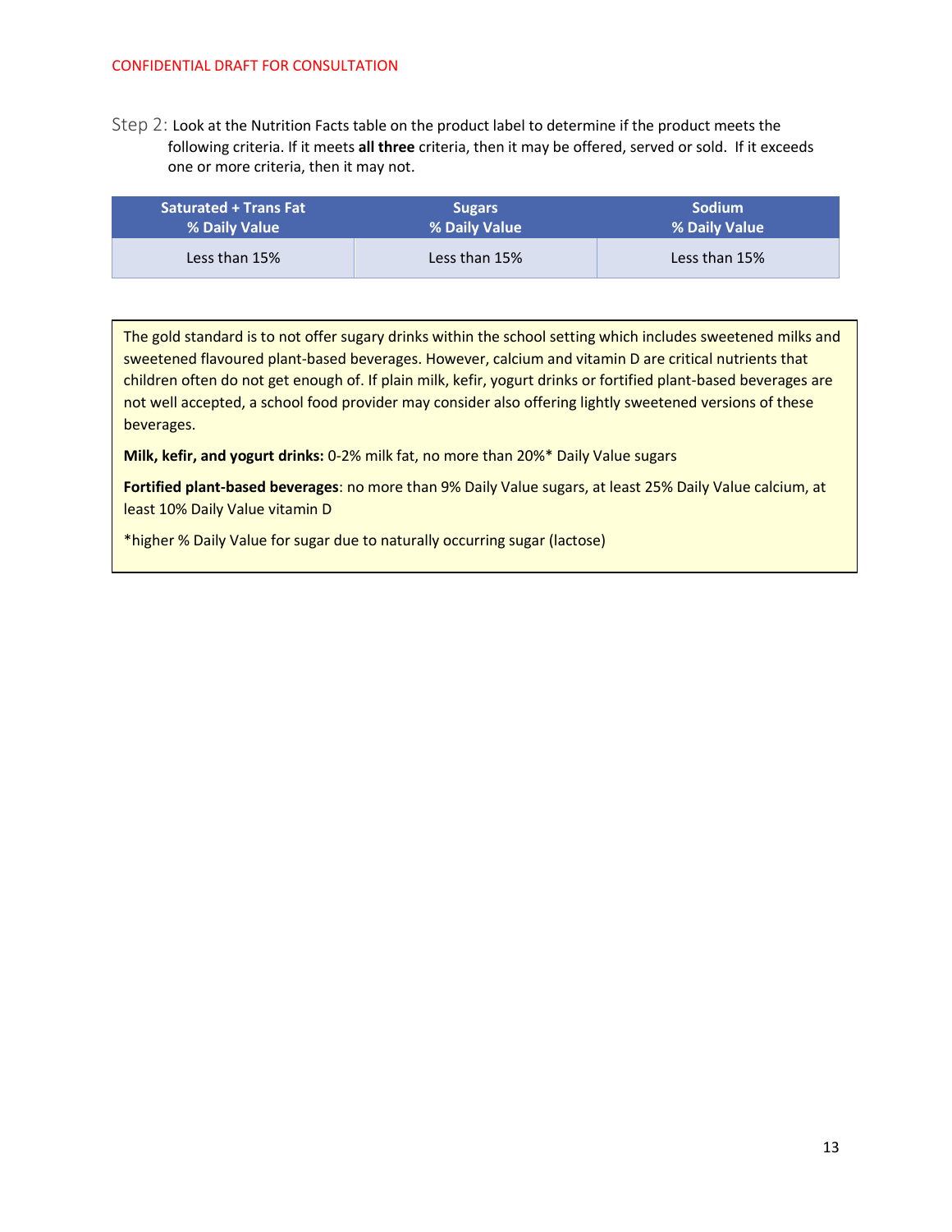Step 2: Look at the Nutrition Facts table on the product label to determine if the product meets the following criteria. If it meets **all three** criteria, then it may be offered, served or sold. If it exceeds one or more criteria, then it may not.

| Saturated + Trans Fat % Daily Value | Sugars % Daily Value | Sodium % Daily Value |
|---|---|---|
| Less than 15% | Less than 15% | Less than 15% |

The gold standard is to not offer sugary drinks within the school setting which includes sweetened milks and sweetened flavoured plant-based beverages. However, calcium and vitamin D are critical nutrients that children often do not get enough of. If plain milk, kefir, yogurt drinks or fortified plant-based beverages are not well accepted, a school food provider may consider also offering lightly sweetened versions of these beverages.

**Milk, kefir, and yogurt drinks:** 0-2% milk fat, no more than 20%* Daily Value sugars

**Fortified plant-based beverages**: no more than 9% Daily Value sugars, at least 25% Daily Value calcium, at least 10% Daily Value vitamin D

*higher % Daily Value for sugar due to naturally occurring sugar (lactose)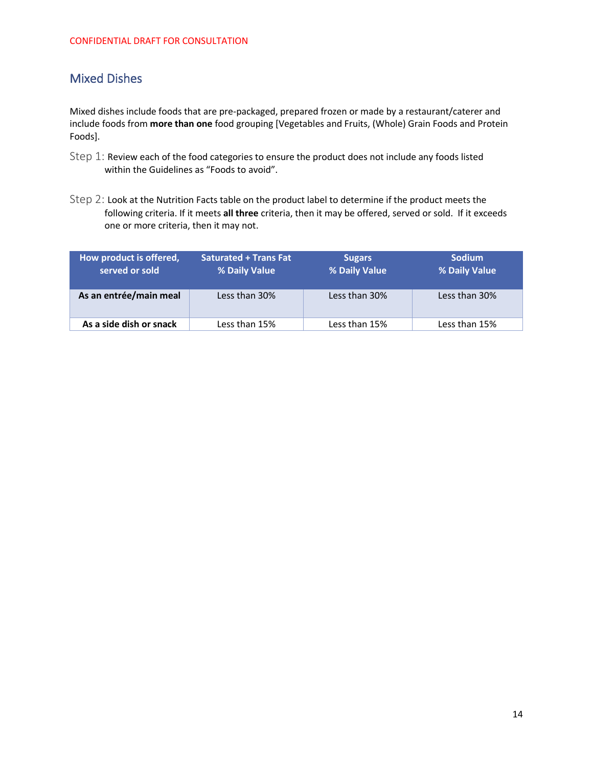CONFIDENTIAL DRAFT FOR CONSULTATION

## Mixed Dishes

Mixed dishes include foods that are pre-packaged, prepared frozen or made by a restaurant/caterer and include foods from **more than one** food grouping [Vegetables and Fruits, (Whole) Grain Foods and Protein Foods].

Step 1: Review each of the food categories to ensure the product does not include any foods listed within the Guidelines as "Foods to avoid".

Step 2: Look at the Nutrition Facts table on the product label to determine if the product meets the following criteria. If it meets **all three** criteria, then it may be offered, served or sold. If it exceeds one or more criteria, then it may not.

| How product is offered, served or sold | Saturated + Trans Fat % Daily Value | Sugars % Daily Value | Sodium % Daily Value |
|---|---|---|---|
| **As an entrée/main meal** | Less than 30% | Less than 30% | Less than 30% |
| **As a side dish or snack** | Less than 15% | Less than 15% | Less than 15% |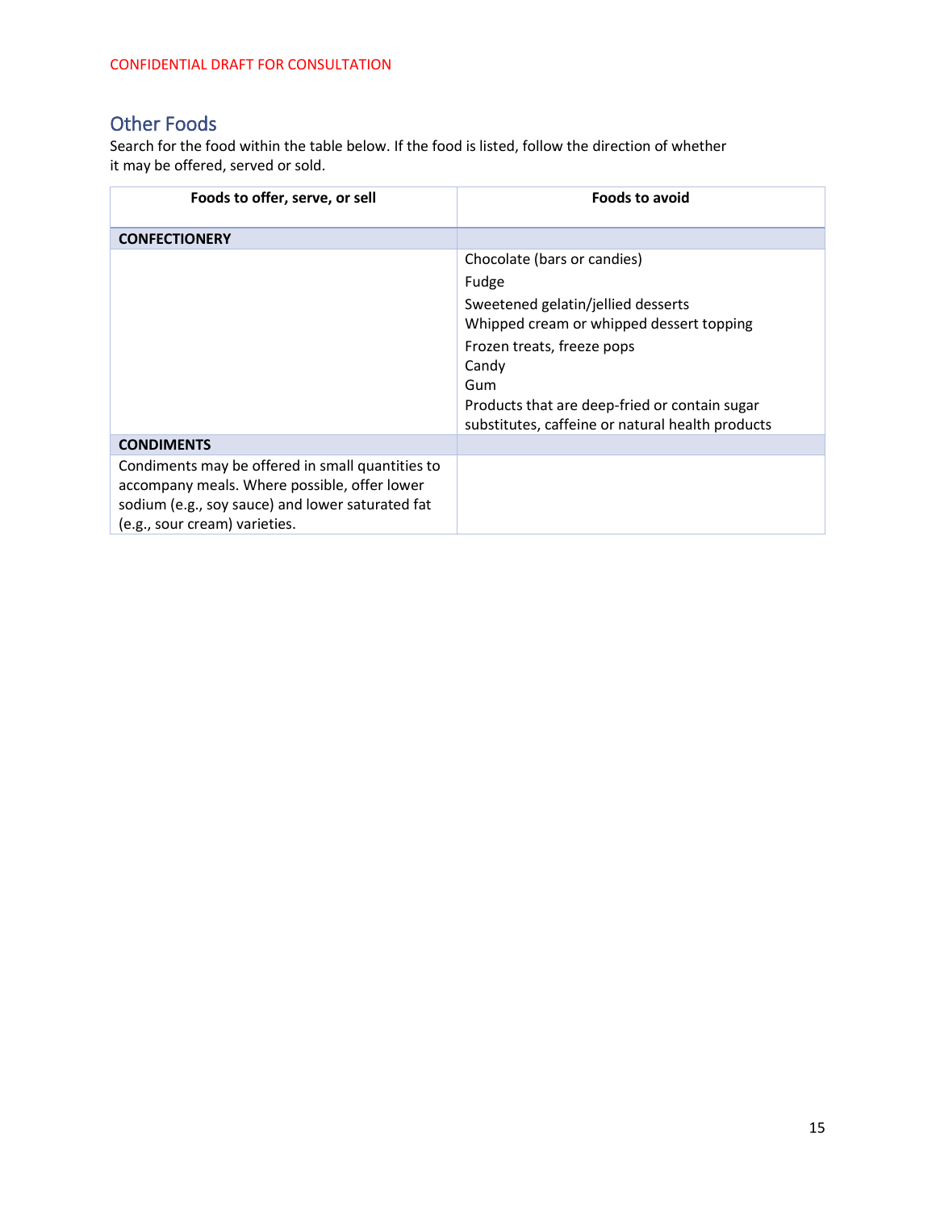CONFIDENTIAL DRAFT FOR CONSULTATION

## Other Foods

Search for the food within the table below. If the food is listed, follow the direction of whether it may be offered, served or sold.

| Foods to offer, serve, or sell | Foods to avoid |
|---|---|
| **CONFECTIONERY** | |
| | Chocolate (bars or candies)<br>Fudge<br>Sweetened gelatin/jellied desserts<br>Whipped cream or whipped dessert topping<br>Frozen treats, freeze pops<br>Candy<br>Gum<br>Products that are deep-fried or contain sugar substitutes, caffeine or natural health products |
| **CONDIMENTS** | |
| Condiments may be offered in small quantities to accompany meals. Where possible, offer lower sodium (e.g., soy sauce) and lower saturated fat (e.g., sour cream) varieties. | |